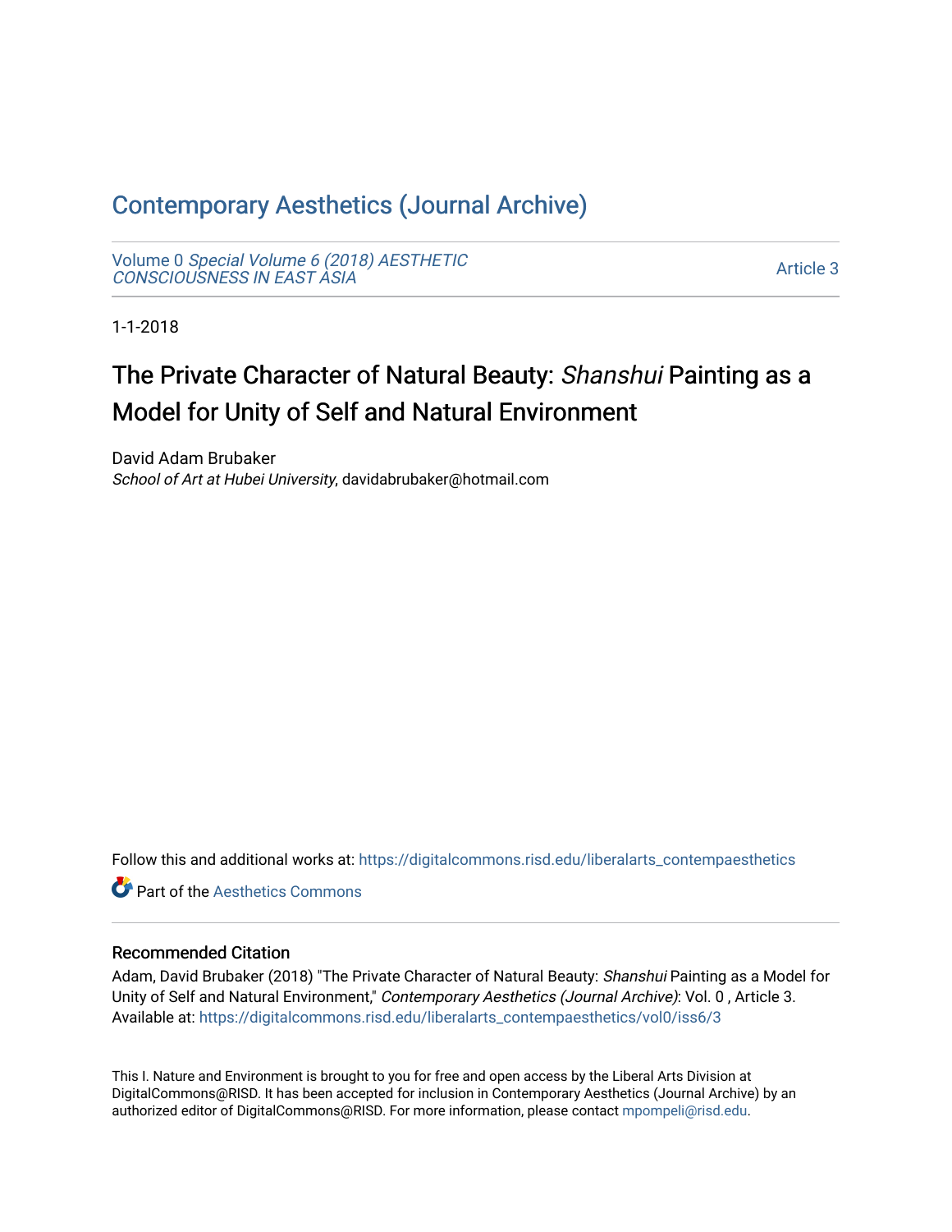# Contemporary Aesthetics (Journal Archive)

Volume 0 *Special Volume 6 (2018) AESTHETIC CONSCIOUSNESS IN EAST ASIA*

Article 3

1-1-2018

## The Private Character of Natural Beauty: *Shanshui* Painting as a Model for Unity of Self and Natural Environment

David Adam Brubaker

*School of Art at Hubei University*, davidabrubaker@hotmail.com

Follow this and additional works at: https://digitalcommons.risd.edu/liberalarts_contempaesthetics

Part of the Aesthetics Commons

### Recommended Citation

Adam, David Brubaker (2018) "The Private Character of Natural Beauty: *Shanshui* Painting as a Model for Unity of Self and Natural Environment," *Contemporary Aesthetics (Journal Archive)*: Vol. 0 , Article 3.
Available at: https://digitalcommons.risd.edu/liberalarts_contempaesthetics/vol0/iss6/3

This I. Nature and Environment is brought to you for free and open access by the Liberal Arts Division at DigitalCommons@RISD. It has been accepted for inclusion in Contemporary Aesthetics (Journal Archive) by an authorized editor of DigitalCommons@RISD. For more information, please contact mpompeli@risd.edu.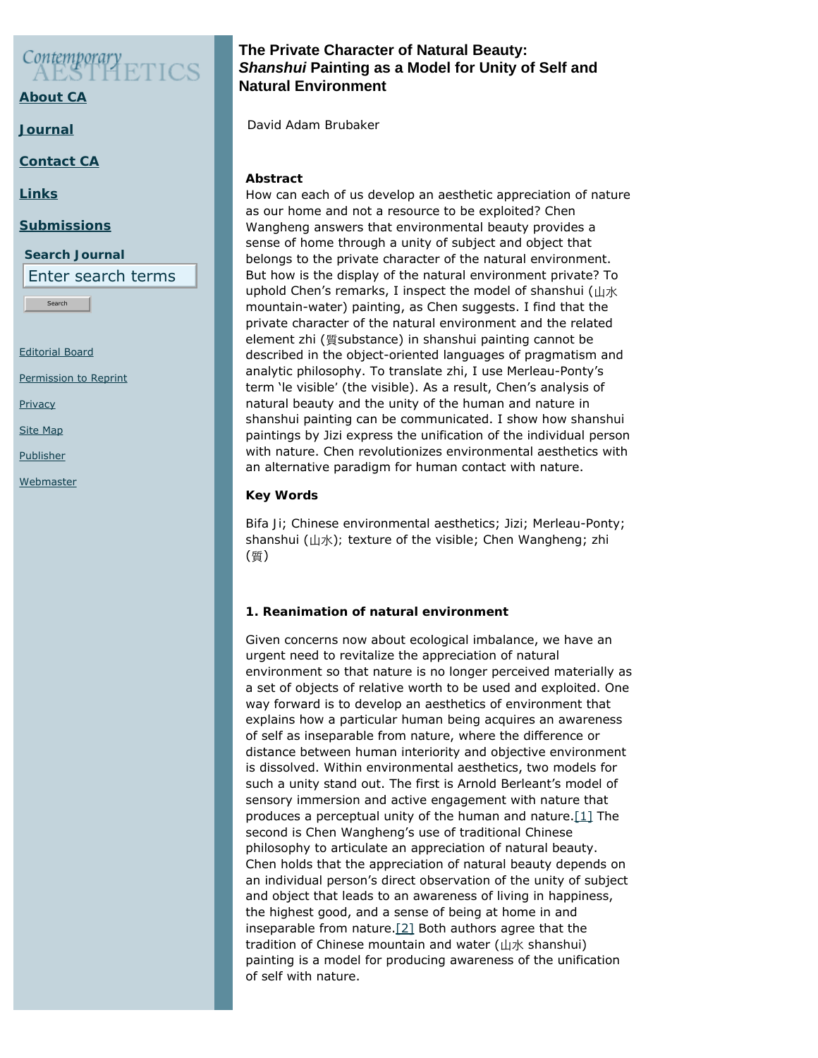# The Private Character of Natural Beauty: *Shanshui* Painting as a Model for Unity of Self and Natural Environment

David Adam Brubaker

**Abstract**

How can each of us develop an aesthetic appreciation of nature as our home and not a resource to be exploited? Chen Wangheng answers that environmental beauty provides a sense of home through a unity of subject and object that belongs to the private character of the natural environment. But how is the display of the natural environment private? To uphold Chen's remarks, I inspect the model of shanshui (山水 mountain-water) painting, as Chen suggests. I find that the private character of the natural environment and the related element zhi (質substance) in shanshui painting cannot be described in the object-oriented languages of pragmatism and analytic philosophy. To translate zhi, I use Merleau-Ponty's term 'le visible' (the visible). As a result, Chen's analysis of natural beauty and the unity of the human and nature in shanshui painting can be communicated. I show how shanshui paintings by Jizi express the unification of the individual person with nature. Chen revolutionizes environmental aesthetics with an alternative paradigm for human contact with nature.

**Key Words**

Bifa Ji; Chinese environmental aesthetics; Jizi; Merleau-Ponty; shanshui (山水); texture of the visible; Chen Wangheng; zhi (質)

**1. Reanimation of natural environment**

Given concerns now about ecological imbalance, we have an urgent need to revitalize the appreciation of natural environment so that nature is no longer perceived materially as a set of objects of relative worth to be used and exploited. One way forward is to develop an aesthetics of environment that explains how a particular human being acquires an awareness of self as inseparable from nature, where the difference or distance between human interiority and objective environment is dissolved. Within environmental aesthetics, two models for such a unity stand out. The first is Arnold Berleant's model of sensory immersion and active engagement with nature that produces a perceptual unity of the human and nature.[1] The second is Chen Wangheng's use of traditional Chinese philosophy to articulate an appreciation of natural beauty. Chen holds that the appreciation of natural beauty depends on an individual person's direct observation of the unity of subject and object that leads to an awareness of living in happiness, the highest good, and a sense of being at home in and inseparable from nature.[2] Both authors agree that the tradition of Chinese mountain and water (山水 shanshui) painting is a model for producing awareness of the unification of self with nature.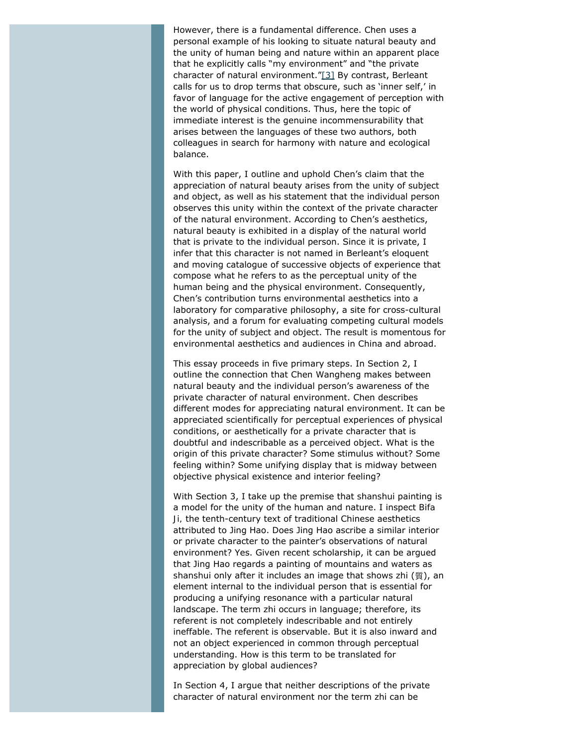However, there is a fundamental difference. Chen uses a personal example of his looking to situate natural beauty and the unity of human being and nature within an apparent place that he explicitly calls "my environment" and "the private character of natural environment."[3] By contrast, Berleant calls for us to drop terms that obscure, such as 'inner self,' in favor of language for the active engagement of perception with the world of physical conditions. Thus, here the topic of immediate interest is the genuine incommensurability that arises between the languages of these two authors, both colleagues in search for harmony with nature and ecological balance.

With this paper, I outline and uphold Chen's claim that the appreciation of natural beauty arises from the unity of subject and object, as well as his statement that the individual person observes this unity within the context of the private character of the natural environment. According to Chen's aesthetics, natural beauty is exhibited in a display of the natural world that is private to the individual person. Since it is private, I infer that this character is not named in Berleant's eloquent and moving catalogue of successive objects of experience that compose what he refers to as the perceptual unity of the human being and the physical environment. Consequently, Chen's contribution turns environmental aesthetics into a laboratory for comparative philosophy, a site for cross-cultural analysis, and a forum for evaluating competing cultural models for the unity of subject and object. The result is momentous for environmental aesthetics and audiences in China and abroad.

This essay proceeds in five primary steps. In Section 2, I outline the connection that Chen Wangheng makes between natural beauty and the individual person's awareness of the private character of natural environment. Chen describes different modes for appreciating natural environment. It can be appreciated scientifically for perceptual experiences of physical conditions, or aesthetically for a private character that is doubtful and indescribable as a perceived object. What is the origin of this private character? Some stimulus without? Some feeling within? Some unifying display that is midway between objective physical existence and interior feeling?

With Section 3, I take up the premise that shanshui painting is a model for the unity of the human and nature. I inspect Bifa Ji, the tenth-century text of traditional Chinese aesthetics attributed to Jing Hao. Does Jing Hao ascribe a similar interior or private character to the painter's observations of natural environment? Yes. Given recent scholarship, it can be argued that Jing Hao regards a painting of mountains and waters as shanshui only after it includes an image that shows zhi (質), an element internal to the individual person that is essential for producing a unifying resonance with a particular natural landscape. The term zhi occurs in language; therefore, its referent is not completely indescribable and not entirely ineffable. The referent is observable. But it is also inward and not an object experienced in common through perceptual understanding. How is this term to be translated for appreciation by global audiences?

In Section 4, I argue that neither descriptions of the private character of natural environment nor the term zhi can be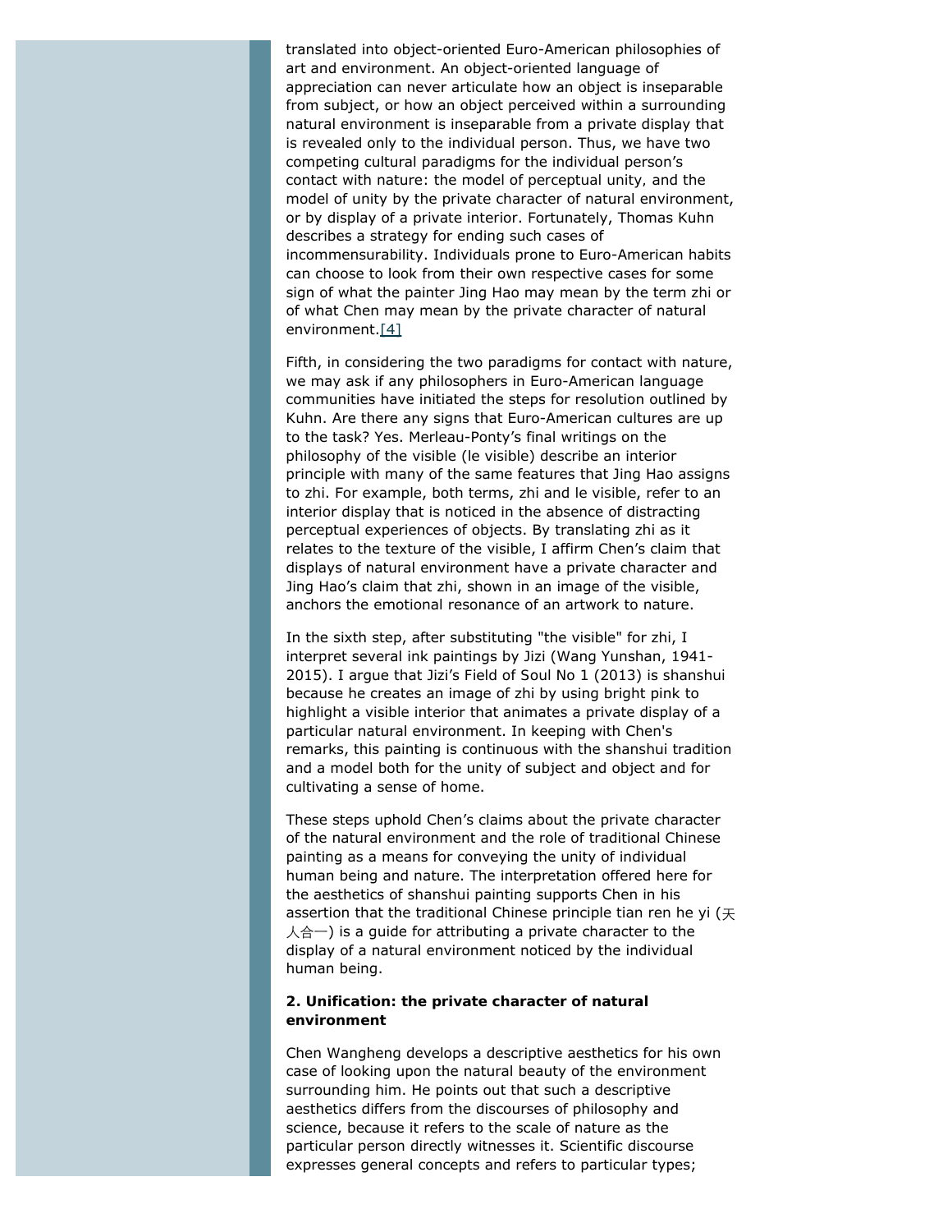translated into object-oriented Euro-American philosophies of art and environment. An object-oriented language of appreciation can never articulate how an object is inseparable from subject, or how an object perceived within a surrounding natural environment is inseparable from a private display that is revealed only to the individual person. Thus, we have two competing cultural paradigms for the individual person's contact with nature: the model of perceptual unity, and the model of unity by the private character of natural environment, or by display of a private interior. Fortunately, Thomas Kuhn describes a strategy for ending such cases of incommensurability. Individuals prone to Euro-American habits can choose to look from their own respective cases for some sign of what the painter Jing Hao may mean by the term zhi or of what Chen may mean by the private character of natural environment.[4]

Fifth, in considering the two paradigms for contact with nature, we may ask if any philosophers in Euro-American language communities have initiated the steps for resolution outlined by Kuhn. Are there any signs that Euro-American cultures are up to the task? Yes. Merleau-Ponty's final writings on the philosophy of the visible (le visible) describe an interior principle with many of the same features that Jing Hao assigns to zhi. For example, both terms, zhi and le visible, refer to an interior display that is noticed in the absence of distracting perceptual experiences of objects. By translating zhi as it relates to the texture of the visible, I affirm Chen's claim that displays of natural environment have a private character and Jing Hao's claim that zhi, shown in an image of the visible, anchors the emotional resonance of an artwork to nature.

In the sixth step, after substituting "the visible" for zhi, I interpret several ink paintings by Jizi (Wang Yunshan, 1941-2015). I argue that Jizi's Field of Soul No 1 (2013) is shanshui because he creates an image of zhi by using bright pink to highlight a visible interior that animates a private display of a particular natural environment. In keeping with Chen's remarks, this painting is continuous with the shanshui tradition and a model both for the unity of subject and object and for cultivating a sense of home.

These steps uphold Chen's claims about the private character of the natural environment and the role of traditional Chinese painting as a means for conveying the unity of individual human being and nature. The interpretation offered here for the aesthetics of shanshui painting supports Chen in his assertion that the traditional Chinese principle tian ren he yi (天人合一) is a guide for attributing a private character to the display of a natural environment noticed by the individual human being.

### 2. Unification: the private character of natural environment

Chen Wangheng develops a descriptive aesthetics for his own case of looking upon the natural beauty of the environment surrounding him. He points out that such a descriptive aesthetics differs from the discourses of philosophy and science, because it refers to the scale of nature as the particular person directly witnesses it. Scientific discourse expresses general concepts and refers to particular types;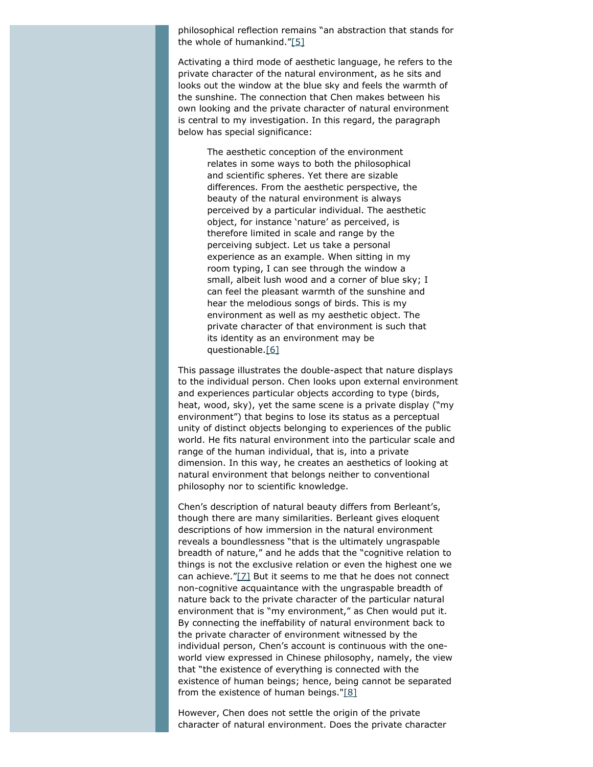philosophical reflection remains "an abstraction that stands for the whole of humankind."[5]

Activating a third mode of aesthetic language, he refers to the private character of the natural environment, as he sits and looks out the window at the blue sky and feels the warmth of the sunshine. The connection that Chen makes between his own looking and the private character of natural environment is central to my investigation. In this regard, the paragraph below has special significance:

> The aesthetic conception of the environment relates in some ways to both the philosophical and scientific spheres. Yet there are sizable differences. From the aesthetic perspective, the beauty of the natural environment is always perceived by a particular individual. The aesthetic object, for instance 'nature' as perceived, is therefore limited in scale and range by the perceiving subject. Let us take a personal experience as an example. When sitting in my room typing, I can see through the window a small, albeit lush wood and a corner of blue sky; I can feel the pleasant warmth of the sunshine and hear the melodious songs of birds. This is my environment as well as my aesthetic object. The private character of that environment is such that its identity as an environment may be questionable.[6]

This passage illustrates the double-aspect that nature displays to the individual person. Chen looks upon external environment and experiences particular objects according to type (birds, heat, wood, sky), yet the same scene is a private display ("my environment") that begins to lose its status as a perceptual unity of distinct objects belonging to experiences of the public world. He fits natural environment into the particular scale and range of the human individual, that is, into a private dimension. In this way, he creates an aesthetics of looking at natural environment that belongs neither to conventional philosophy nor to scientific knowledge.

Chen's description of natural beauty differs from Berleant's, though there are many similarities. Berleant gives eloquent descriptions of how immersion in the natural environment reveals a boundlessness "that is the ultimately ungraspable breadth of nature," and he adds that the "cognitive relation to things is not the exclusive relation or even the highest one we can achieve."[7] But it seems to me that he does not connect non-cognitive acquaintance with the ungraspable breadth of nature back to the private character of the particular natural environment that is "my environment," as Chen would put it. By connecting the ineffability of natural environment back to the private character of environment witnessed by the individual person, Chen's account is continuous with the one-world view expressed in Chinese philosophy, namely, the view that "the existence of everything is connected with the existence of human beings; hence, being cannot be separated from the existence of human beings."[8]

However, Chen does not settle the origin of the private character of natural environment. Does the private character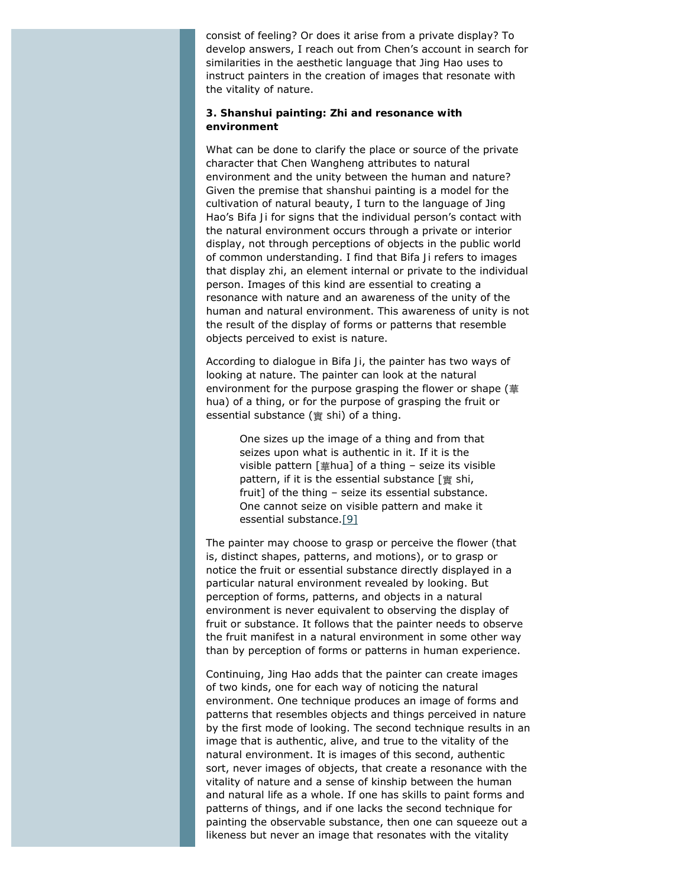consist of feeling? Or does it arise from a private display? To develop answers, I reach out from Chen's account in search for similarities in the aesthetic language that Jing Hao uses to instruct painters in the creation of images that resonate with the vitality of nature.

### 3. Shanshui painting: Zhi and resonance with environment

What can be done to clarify the place or source of the private character that Chen Wangheng attributes to natural environment and the unity between the human and nature? Given the premise that shanshui painting is a model for the cultivation of natural beauty, I turn to the language of Jing Hao's *Bifa Ji* for signs that the individual person's contact with the natural environment occurs through a private or interior display, not through perceptions of objects in the public world of common understanding. I find that *Bifa Ji* refers to images that display *zhi*, an element internal or private to the individual person. Images of this kind are essential to creating a resonance with nature and an awareness of the unity of the human and natural environment. This awareness of unity is not the result of the display of forms or patterns that resemble objects perceived to exist is nature.

According to dialogue in *Bifa Ji*, the painter has two ways of looking at nature. The painter can look at the natural environment for the purpose grasping the flower or shape (華 *hua*) of a thing, or for the purpose of grasping the fruit or essential substance (實 *shi*) of a thing.

> One sizes up the image of a thing and from that seizes upon what is authentic in it. If it is the visible pattern [華*hua*] of a thing – seize its visible pattern, if it is the essential substance [實 *shi*, fruit] of the thing – seize its essential substance. One cannot seize on visible pattern and make it essential substance.[9]

The painter may choose to grasp or perceive the flower (that is, distinct shapes, patterns, and motions), or to grasp or notice the fruit or essential substance directly displayed in a particular natural environment revealed by looking. But perception of forms, patterns, and objects in a natural environment is never equivalent to observing the display of fruit or substance. It follows that the painter needs to observe the fruit manifest in a natural environment in some other way than by perception of forms or patterns in human experience.

Continuing, Jing Hao adds that the painter can create images of two kinds, one for each way of noticing the natural environment. One technique produces an image of forms and patterns that resembles objects and things perceived in nature by the first mode of looking. The second technique results in an image that is authentic, alive, and true to the vitality of the natural environment. It is images of this second, authentic sort, never images of objects, that create a resonance with the vitality of nature and a sense of kinship between the human and natural life as a whole. If one has skills to paint forms and patterns of things, and if one lacks the second technique for painting the observable substance, then one can squeeze out a likeness but never an image that resonates with the vitality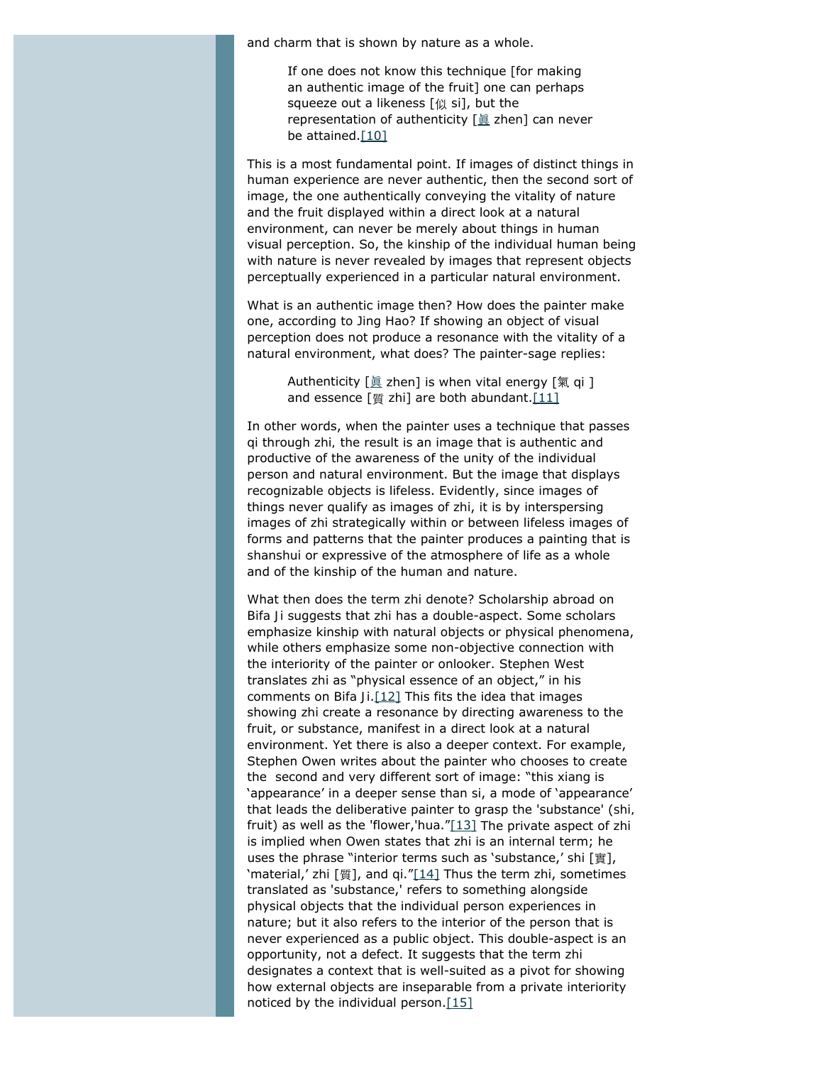and charm that is shown by nature as a whole.

> If one does not know this technique [for making an authentic image of the fruit] one can perhaps squeeze out a likeness [似 si], but the representation of authenticity [眞 zhen] can never be attained.[10]

This is a most fundamental point. If images of distinct things in human experience are never authentic, then the second sort of image, the one authentically conveying the vitality of nature and the fruit displayed within a direct look at a natural environment, can never be merely about things in human visual perception. So, the kinship of the individual human being with nature is never revealed by images that represent objects perceptually experienced in a particular natural environment.

What is an authentic image then? How does the painter make one, according to Jing Hao? If showing an object of visual perception does not produce a resonance with the vitality of a natural environment, what does? The painter-sage replies:

> Authenticity [眞 zhen] is when vital energy [氣 qi ] and essence [質 zhi] are both abundant.[11]

In other words, when the painter uses a technique that passes qi through zhi, the result is an image that is authentic and productive of the awareness of the unity of the individual person and natural environment. But the image that displays recognizable objects is lifeless. Evidently, since images of things never qualify as images of zhi, it is by interspersing images of zhi strategically within or between lifeless images of forms and patterns that the painter produces a painting that is shanshui or expressive of the atmosphere of life as a whole and of the kinship of the human and nature.

What then does the term zhi denote? Scholarship abroad on Bifa Ji suggests that zhi has a double-aspect. Some scholars emphasize kinship with natural objects or physical phenomena, while others emphasize some non-objective connection with the interiority of the painter or onlooker. Stephen West translates zhi as "physical essence of an object," in his comments on Bifa Ji.[12] This fits the idea that images showing zhi create a resonance by directing awareness to the fruit, or substance, manifest in a direct look at a natural environment. Yet there is also a deeper context. For example, Stephen Owen writes about the painter who chooses to create the second and very different sort of image: "this xiang is 'appearance' in a deeper sense than si, a mode of 'appearance' that leads the deliberative painter to grasp the 'substance' (shi, fruit) as well as the 'flower,'hua."[13] The private aspect of zhi is implied when Owen states that zhi is an internal term; he uses the phrase "interior terms such as 'substance,' shi [實], 'material,' zhi [質], and qi."[14] Thus the term zhi, sometimes translated as 'substance,' refers to something alongside physical objects that the individual person experiences in nature; but it also refers to the interior of the person that is never experienced as a public object. This double-aspect is an opportunity, not a defect. It suggests that the term zhi designates a context that is well-suited as a pivot for showing how external objects are inseparable from a private interiority noticed by the individual person.[15]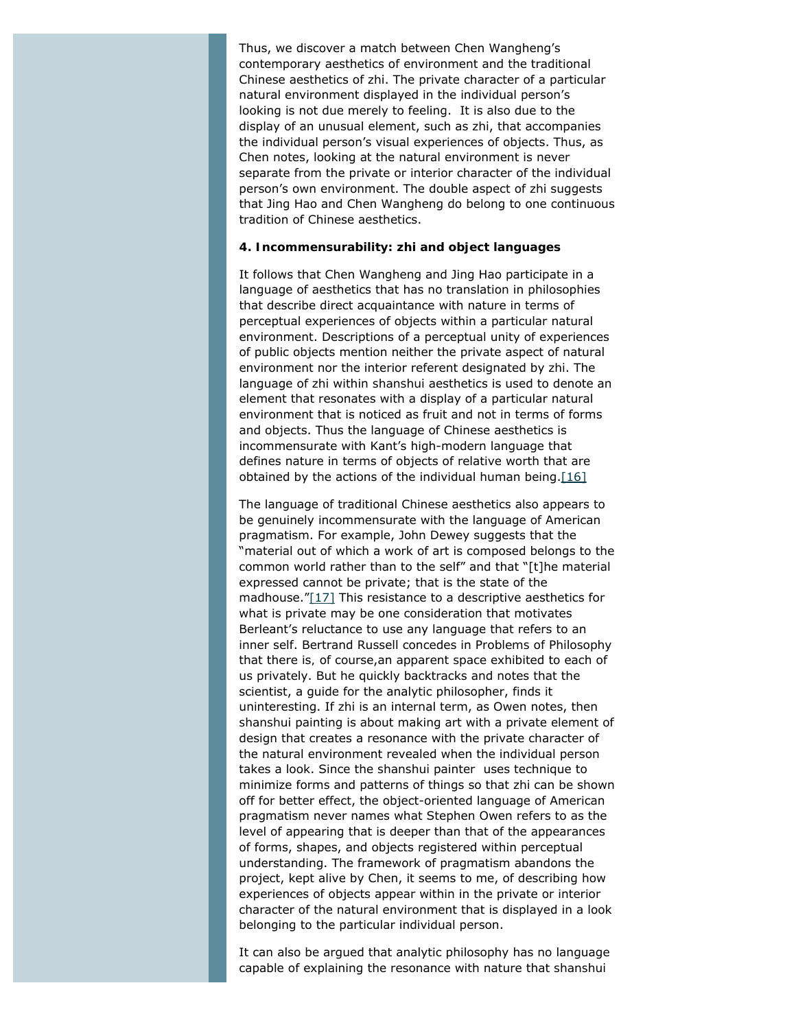Thus, we discover a match between Chen Wangheng's contemporary aesthetics of environment and the traditional Chinese aesthetics of zhi. The private character of a particular natural environment displayed in the individual person's looking is not due merely to feeling. It is also due to the display of an unusual element, such as zhi, that accompanies the individual person's visual experiences of objects. Thus, as Chen notes, looking at the natural environment is never separate from the private or interior character of the individual person's own environment. The double aspect of zhi suggests that Jing Hao and Chen Wangheng do belong to one continuous tradition of Chinese aesthetics.

**4. Incommensurability: zhi and object languages**

It follows that Chen Wangheng and Jing Hao participate in a language of aesthetics that has no translation in philosophies that describe direct acquaintance with nature in terms of perceptual experiences of objects within a particular natural environment. Descriptions of a perceptual unity of experiences of public objects mention neither the private aspect of natural environment nor the interior referent designated by zhi. The language of zhi within shanshui aesthetics is used to denote an element that resonates with a display of a particular natural environment that is noticed as fruit and not in terms of forms and objects. Thus the language of Chinese aesthetics is incommensurate with Kant's high-modern language that defines nature in terms of objects of relative worth that are obtained by the actions of the individual human being.[16]

The language of traditional Chinese aesthetics also appears to be genuinely incommensurate with the language of American pragmatism. For example, John Dewey suggests that the "material out of which a work of art is composed belongs to the common world rather than to the self" and that "[t]he material expressed cannot be private; that is the state of the madhouse."[17] This resistance to a descriptive aesthetics for what is private may be one consideration that motivates Berleant's reluctance to use any language that refers to an inner self. Bertrand Russell concedes in Problems of Philosophy that there is, of course,an apparent space exhibited to each of us privately. But he quickly backtracks and notes that the scientist, a guide for the analytic philosopher, finds it uninteresting. If zhi is an internal term, as Owen notes, then shanshui painting is about making art with a private element of design that creates a resonance with the private character of the natural environment revealed when the individual person takes a look. Since the shanshui painter uses technique to minimize forms and patterns of things so that zhi can be shown off for better effect, the object-oriented language of American pragmatism never names what Stephen Owen refers to as the level of appearing that is deeper than that of the appearances of forms, shapes, and objects registered within perceptual understanding. The framework of pragmatism abandons the project, kept alive by Chen, it seems to me, of describing how experiences of objects appear within in the private or interior character of the natural environment that is displayed in a look belonging to the particular individual person.

It can also be argued that analytic philosophy has no language capable of explaining the resonance with nature that shanshui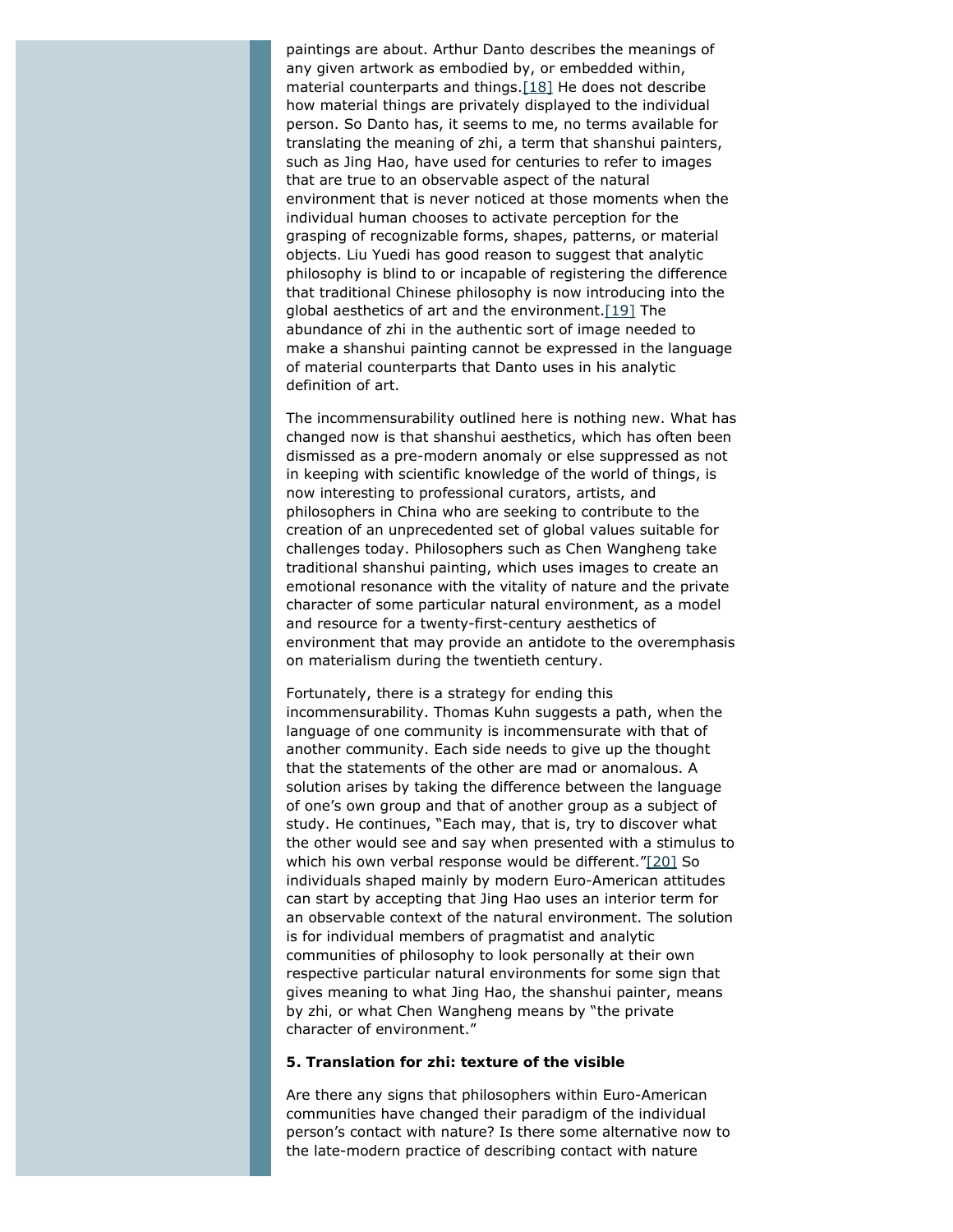paintings are about. Arthur Danto describes the meanings of any given artwork as embodied by, or embedded within, material counterparts and things.[18] He does not describe how material things are privately displayed to the individual person. So Danto has, it seems to me, no terms available for translating the meaning of zhi, a term that shanshui painters, such as Jing Hao, have used for centuries to refer to images that are true to an observable aspect of the natural environment that is never noticed at those moments when the individual human chooses to activate perception for the grasping of recognizable forms, shapes, patterns, or material objects. Liu Yuedi has good reason to suggest that analytic philosophy is blind to or incapable of registering the difference that traditional Chinese philosophy is now introducing into the global aesthetics of art and the environment.[19] The abundance of zhi in the authentic sort of image needed to make a shanshui painting cannot be expressed in the language of material counterparts that Danto uses in his analytic definition of art.

The incommensurability outlined here is nothing new. What has changed now is that shanshui aesthetics, which has often been dismissed as a pre-modern anomaly or else suppressed as not in keeping with scientific knowledge of the world of things, is now interesting to professional curators, artists, and philosophers in China who are seeking to contribute to the creation of an unprecedented set of global values suitable for challenges today. Philosophers such as Chen Wangheng take traditional shanshui painting, which uses images to create an emotional resonance with the vitality of nature and the private character of some particular natural environment, as a model and resource for a twenty-first-century aesthetics of environment that may provide an antidote to the overemphasis on materialism during the twentieth century.

Fortunately, there is a strategy for ending this incommensurability. Thomas Kuhn suggests a path, when the language of one community is incommensurate with that of another community. Each side needs to give up the thought that the statements of the other are mad or anomalous. A solution arises by taking the difference between the language of one's own group and that of another group as a subject of study. He continues, "Each may, that is, try to discover what the other would see and say when presented with a stimulus to which his own verbal response would be different."[20] So individuals shaped mainly by modern Euro-American attitudes can start by accepting that Jing Hao uses an interior term for an observable context of the natural environment. The solution is for individual members of pragmatist and analytic communities of philosophy to look personally at their own respective particular natural environments for some sign that gives meaning to what Jing Hao, the shanshui painter, means by zhi, or what Chen Wangheng means by "the private character of environment."

### 5. Translation for zhi: texture of the visible

Are there any signs that philosophers within Euro-American communities have changed their paradigm of the individual person's contact with nature? Is there some alternative now to the late-modern practice of describing contact with nature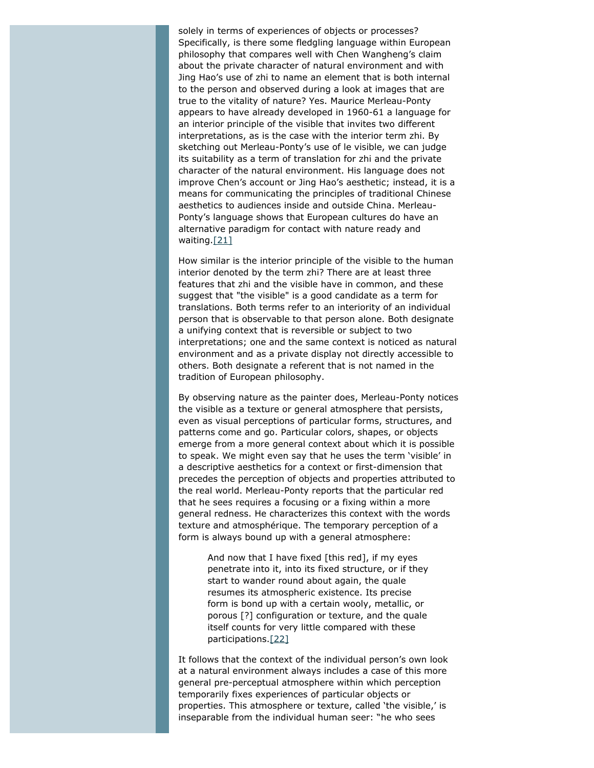solely in terms of experiences of objects or processes? Specifically, is there some fledgling language within European philosophy that compares well with Chen Wangheng's claim about the private character of natural environment and with Jing Hao's use of zhi to name an element that is both internal to the person and observed during a look at images that are true to the vitality of nature? Yes. Maurice Merleau-Ponty appears to have already developed in 1960-61 a language for an interior principle of the visible that invites two different interpretations, as is the case with the interior term zhi. By sketching out Merleau-Ponty's use of le visible, we can judge its suitability as a term of translation for zhi and the private character of the natural environment. His language does not improve Chen's account or Jing Hao's aesthetic; instead, it is a means for communicating the principles of traditional Chinese aesthetics to audiences inside and outside China. Merleau-Ponty's language shows that European cultures do have an alternative paradigm for contact with nature ready and waiting.[21]

How similar is the interior principle of the visible to the human interior denoted by the term zhi? There are at least three features that zhi and the visible have in common, and these suggest that "the visible" is a good candidate as a term for translations. Both terms refer to an interiority of an individual person that is observable to that person alone. Both designate a unifying context that is reversible or subject to two interpretations; one and the same context is noticed as natural environment and as a private display not directly accessible to others. Both designate a referent that is not named in the tradition of European philosophy.

By observing nature as the painter does, Merleau-Ponty notices the visible as a texture or general atmosphere that persists, even as visual perceptions of particular forms, structures, and patterns come and go. Particular colors, shapes, or objects emerge from a more general context about which it is possible to speak. We might even say that he uses the term 'visible' in a descriptive aesthetics for a context or first-dimension that precedes the perception of objects and properties attributed to the real world. Merleau-Ponty reports that the particular red that he sees requires a focusing or a fixing within a more general redness. He characterizes this context with the words texture and atmosphérique. The temporary perception of a form is always bound up with a general atmosphere:

> And now that I have fixed [this red], if my eyes penetrate into it, into its fixed structure, or if they start to wander round about again, the quale resumes its atmospheric existence. Its precise form is bond up with a certain wooly, metallic, or porous [?] configuration or texture, and the quale itself counts for very little compared with these participations.[22]

It follows that the context of the individual person's own look at a natural environment always includes a case of this more general pre-perceptual atmosphere within which perception temporarily fixes experiences of particular objects or properties. This atmosphere or texture, called 'the visible,' is inseparable from the individual human seer: "he who sees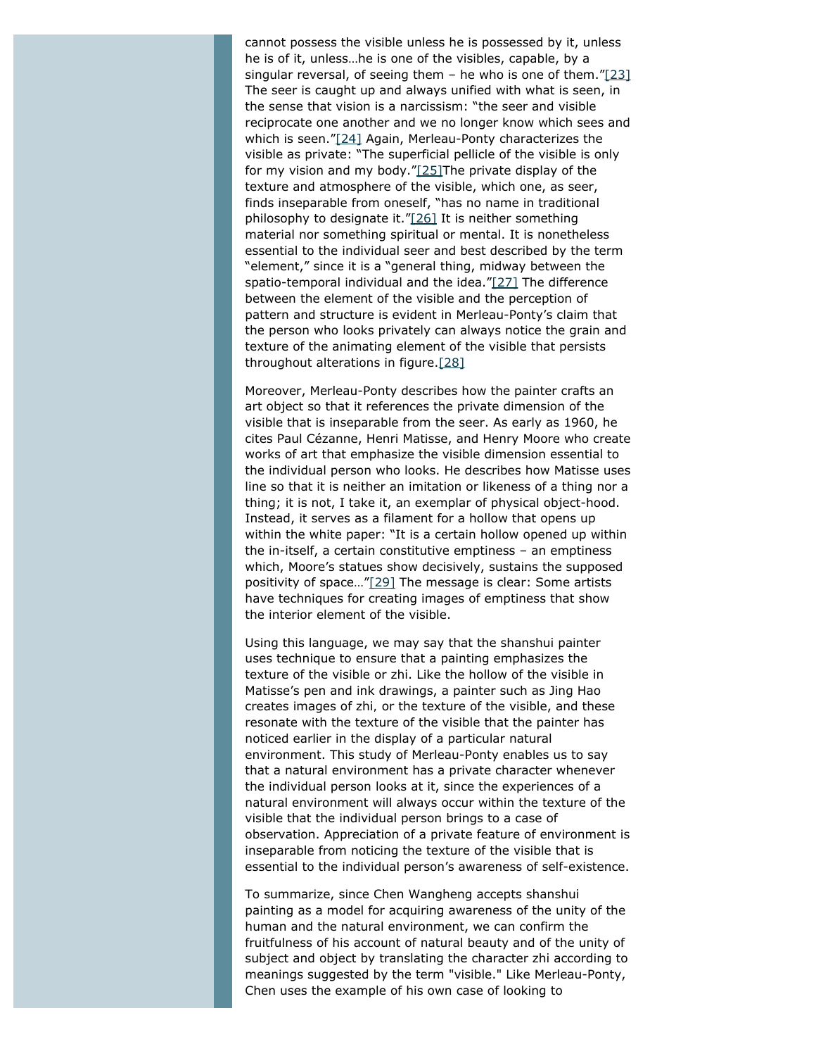cannot possess the visible unless he is possessed by it, unless he is of it, unless…he is one of the visibles, capable, by a singular reversal, of seeing them – he who is one of them."[23] The seer is caught up and always unified with what is seen, in the sense that vision is a narcissism: "the seer and visible reciprocate one another and we no longer know which sees and which is seen."[24] Again, Merleau-Ponty characterizes the visible as private: "The superficial pellicle of the visible is only for my vision and my body."[25]The private display of the texture and atmosphere of the visible, which one, as seer, finds inseparable from oneself, "has no name in traditional philosophy to designate it."[26] It is neither something material nor something spiritual or mental. It is nonetheless essential to the individual seer and best described by the term "element," since it is a "general thing, midway between the spatio-temporal individual and the idea."[27] The difference between the element of the visible and the perception of pattern and structure is evident in Merleau-Ponty's claim that the person who looks privately can always notice the grain and texture of the animating element of the visible that persists throughout alterations in figure.[28]

Moreover, Merleau-Ponty describes how the painter crafts an art object so that it references the private dimension of the visible that is inseparable from the seer. As early as 1960, he cites Paul Cézanne, Henri Matisse, and Henry Moore who create works of art that emphasize the visible dimension essential to the individual person who looks. He describes how Matisse uses line so that it is neither an imitation or likeness of a thing nor a thing; it is not, I take it, an exemplar of physical object-hood. Instead, it serves as a filament for a hollow that opens up within the white paper: "It is a certain hollow opened up within the in-itself, a certain constitutive emptiness – an emptiness which, Moore's statues show decisively, sustains the supposed positivity of space…"[29] The message is clear: Some artists have techniques for creating images of emptiness that show the interior element of the visible.

Using this language, we may say that the shanshui painter uses technique to ensure that a painting emphasizes the texture of the visible or zhi. Like the hollow of the visible in Matisse's pen and ink drawings, a painter such as Jing Hao creates images of zhi, or the texture of the visible, and these resonate with the texture of the visible that the painter has noticed earlier in the display of a particular natural environment. This study of Merleau-Ponty enables us to say that a natural environment has a private character whenever the individual person looks at it, since the experiences of a natural environment will always occur within the texture of the visible that the individual person brings to a case of observation. Appreciation of a private feature of environment is inseparable from noticing the texture of the visible that is essential to the individual person's awareness of self-existence.

To summarize, since Chen Wangheng accepts shanshui painting as a model for acquiring awareness of the unity of the human and the natural environment, we can confirm the fruitfulness of his account of natural beauty and of the unity of subject and object by translating the character zhi according to meanings suggested by the term "visible." Like Merleau-Ponty, Chen uses the example of his own case of looking to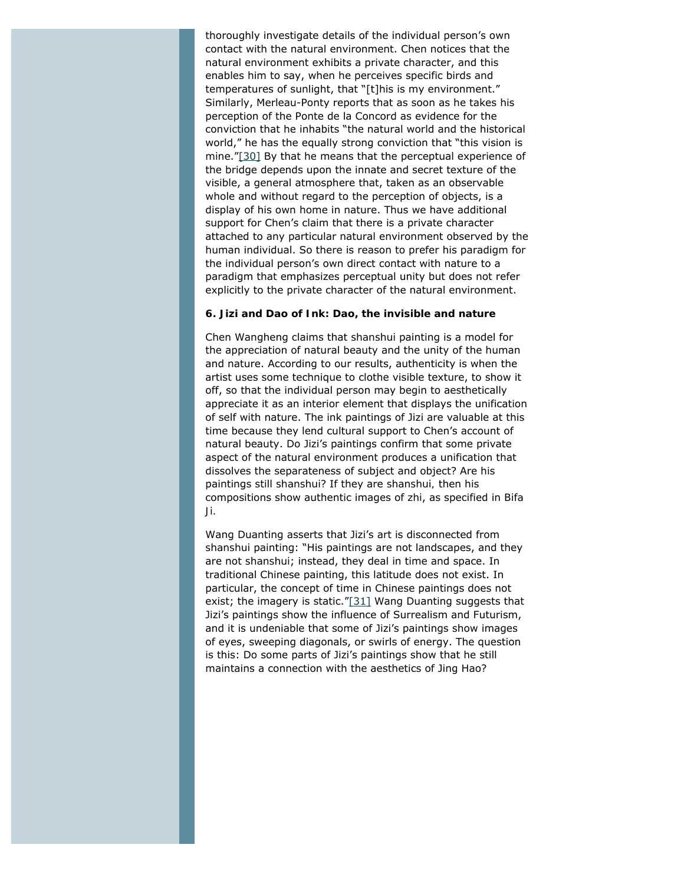thoroughly investigate details of the individual person's own contact with the natural environment. Chen notices that the natural environment exhibits a private character, and this enables him to say, when he perceives specific birds and temperatures of sunlight, that "[t]his is my environment." Similarly, Merleau-Ponty reports that as soon as he takes his perception of the Ponte de la Concord as evidence for the conviction that he inhabits "the natural world and the historical world," he has the equally strong conviction that "this vision is mine."[30] By that he means that the perceptual experience of the bridge depends upon the innate and secret texture of the visible, a general atmosphere that, taken as an observable whole and without regard to the perception of objects, is a display of his own home in nature. Thus we have additional support for Chen's claim that there is a private character attached to any particular natural environment observed by the human individual. So there is reason to prefer his paradigm for the individual person's own direct contact with nature to a paradigm that emphasizes perceptual unity but does not refer explicitly to the private character of the natural environment.

### 6. Jizi and *Dao of Ink*: Dao, the invisible and nature

Chen Wangheng claims that shanshui painting is a model for the appreciation of natural beauty and the unity of the human and nature. According to our results, authenticity is when the artist uses some technique to clothe visible texture, to show it off, so that the individual person may begin to aesthetically appreciate it as an interior element that displays the unification of self with nature. The ink paintings of Jizi are valuable at this time because they lend cultural support to Chen's account of natural beauty. Do Jizi's paintings confirm that some private aspect of the natural environment produces a unification that dissolves the separateness of subject and object? Are his paintings still shanshui? If they are shanshui, then his compositions show authentic images of zhi, as specified in *Bifa Ji*.

Wang Duanting asserts that Jizi's art is disconnected from shanshui painting: "His paintings are not landscapes, and they are not shanshui; instead, they deal in time and space. In traditional Chinese painting, this latitude does not exist. In particular, the concept of time in Chinese paintings does not exist; the imagery is static."[31] Wang Duanting suggests that Jizi's paintings show the influence of Surrealism and Futurism, and it is undeniable that some of Jizi's paintings show images of eyes, sweeping diagonals, or swirls of energy. The question is this: Do some parts of Jizi's paintings show that he still maintains a connection with the aesthetics of Jing Hao?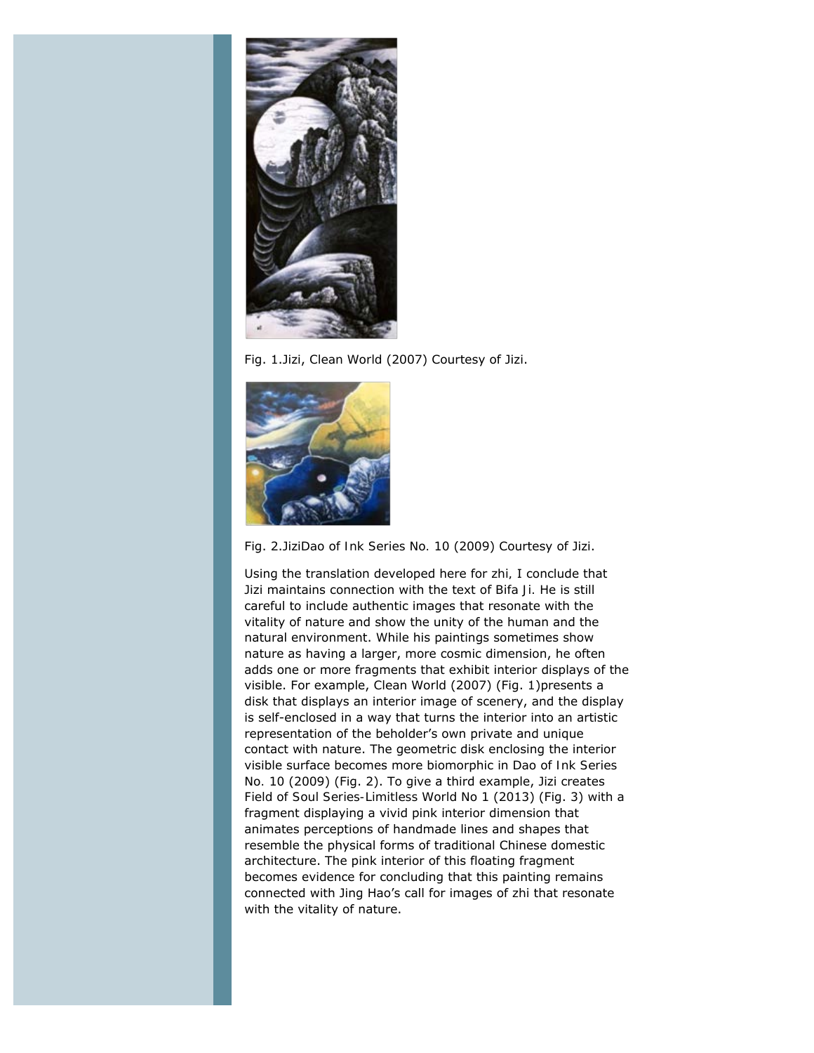Fig. 1.Jizi, *Clean World* (2007) Courtesy of Jizi.

Fig. 2.Jizi*Dao of Ink Series No. 10* (2009) Courtesy of Jizi.

Using the translation developed here for *zhi*, I conclude that Jizi maintains connection with the text of *Bifa Ji*. He is still careful to include authentic images that resonate with the vitality of nature and show the unity of the human and the natural environment. While his paintings sometimes show nature as having a larger, more cosmic dimension, he often adds one or more fragments that exhibit interior displays of the visible. For example, *Clean World* (2007) (Fig. 1)presents a disk that displays an interior image of scenery, and the display is self-enclosed in a way that turns the interior into an artistic representation of the beholder's own private and unique contact with nature. The geometric disk enclosing the interior visible surface becomes more biomorphic in *Dao of Ink Series No. 10* (2009) (Fig. 2). To give a third example, Jizi creates *Field of Soul Series-Limitless World No 1* (2013) (Fig. 3) with a fragment displaying a vivid pink interior dimension that animates perceptions of handmade lines and shapes that resemble the physical forms of traditional Chinese domestic architecture. The pink interior of this floating fragment becomes evidence for concluding that this painting remains connected with Jing Hao's call for images of *zhi* that resonate with the vitality of nature.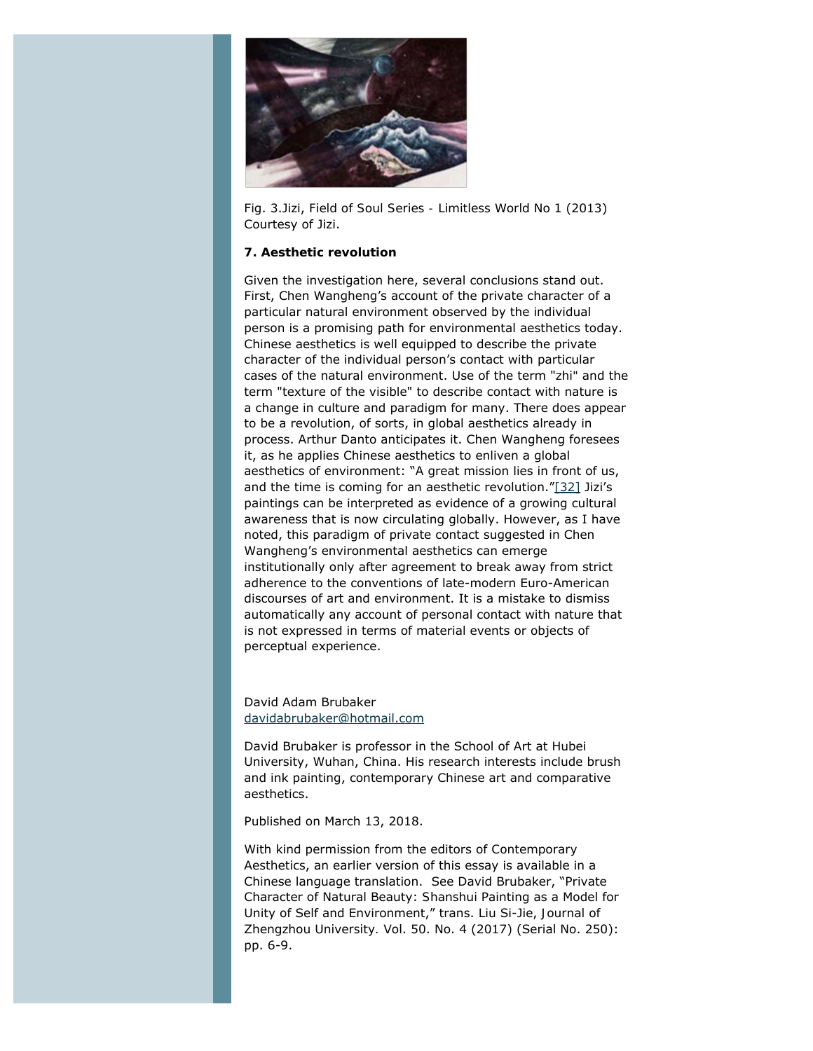Fig. 3.Jizi, Field of Soul Series - Limitless World No 1 (2013) Courtesy of Jizi.

**7. Aesthetic revolution**

Given the investigation here, several conclusions stand out. First, Chen Wangheng's account of the private character of a particular natural environment observed by the individual person is a promising path for environmental aesthetics today. Chinese aesthetics is well equipped to describe the private character of the individual person's contact with particular cases of the natural environment. Use of the term "zhi" and the term "texture of the visible" to describe contact with nature is a change in culture and paradigm for many. There does appear to be a revolution, of sorts, in global aesthetics already in process. Arthur Danto anticipates it. Chen Wangheng foresees it, as he applies Chinese aesthetics to enliven a global aesthetics of environment: "A great mission lies in front of us, and the time is coming for an aesthetic revolution."[32] Jizi's paintings can be interpreted as evidence of a growing cultural awareness that is now circulating globally. However, as I have noted, this paradigm of private contact suggested in Chen Wangheng's environmental aesthetics can emerge institutionally only after agreement to break away from strict adherence to the conventions of late-modern Euro-American discourses of art and environment. It is a mistake to dismiss automatically any account of personal contact with nature that is not expressed in terms of material events or objects of perceptual experience.

David Adam Brubaker
davidabrubaker@hotmail.com

David Brubaker is professor in the School of Art at Hubei University, Wuhan, China. His research interests include brush and ink painting, contemporary Chinese art and comparative aesthetics.

Published on March 13, 2018.

With kind permission from the editors of Contemporary Aesthetics, an earlier version of this essay is available in a Chinese language translation. See David Brubaker, "Private Character of Natural Beauty: Shanshui Painting as a Model for Unity of Self and Environment," trans. Liu Si-Jie, Journal of Zhengzhou University. Vol. 50. No. 4 (2017) (Serial No. 250): pp. 6-9.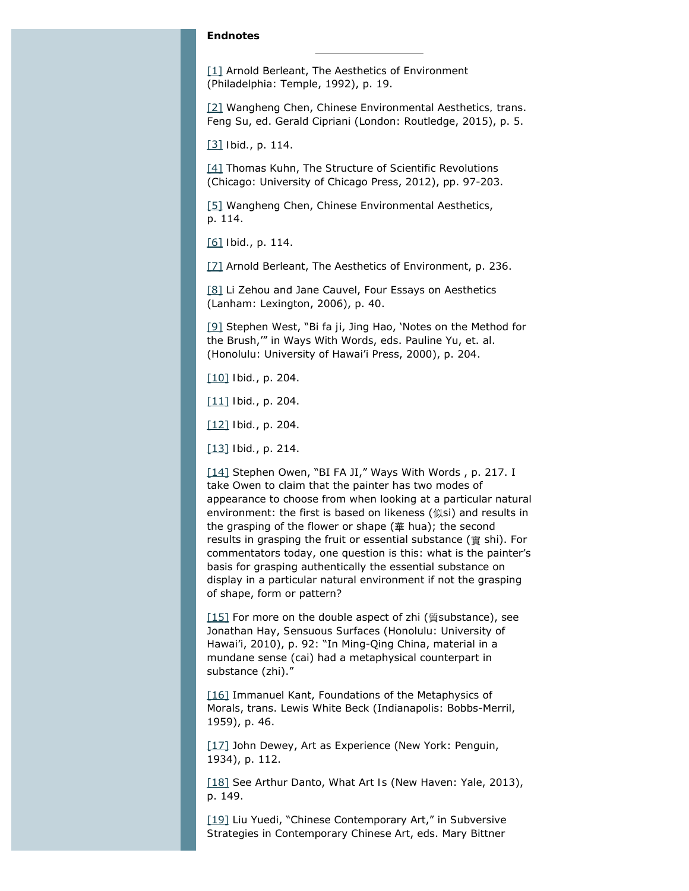**Endnotes**

---

[1] Arnold Berleant, The Aesthetics of Environment (Philadelphia: Temple, 1992), p. 19.

[2] Wangheng Chen, Chinese Environmental Aesthetics, trans. Feng Su, ed. Gerald Cipriani (London: Routledge, 2015), p. 5.

[3] Ibid., p. 114.

[4] Thomas Kuhn, The Structure of Scientific Revolutions (Chicago: University of Chicago Press, 2012), pp. 97-203.

[5] Wangheng Chen, Chinese Environmental Aesthetics, p. 114.

[6] Ibid., p. 114.

[7] Arnold Berleant, The Aesthetics of Environment, p. 236.

[8] Li Zehou and Jane Cauvel, Four Essays on Aesthetics (Lanham: Lexington, 2006), p. 40.

[9] Stephen West, "Bi fa ji, Jing Hao, 'Notes on the Method for the Brush,'" in Ways With Words, eds. Pauline Yu, et. al. (Honolulu: University of Hawai'i Press, 2000), p. 204.

[10] Ibid., p. 204.

[11] Ibid., p. 204.

[12] Ibid., p. 204.

[13] Ibid., p. 214.

[14] Stephen Owen, "BI FA JI," Ways With Words , p. 217. I take Owen to claim that the painter has two modes of appearance to choose from when looking at a particular natural environment: the first is based on likeness (似si) and results in the grasping of the flower or shape (華 hua); the second results in grasping the fruit or essential substance (實 shi). For commentators today, one question is this: what is the painter's basis for grasping authentically the essential substance on display in a particular natural environment if not the grasping of shape, form or pattern?

[15] For more on the double aspect of zhi (質substance), see Jonathan Hay, Sensuous Surfaces (Honolulu: University of Hawai'i, 2010), p. 92: "In Ming-Qing China, material in a mundane sense (cai) had a metaphysical counterpart in substance (zhi)."

[16] Immanuel Kant, Foundations of the Metaphysics of Morals, trans. Lewis White Beck (Indianapolis: Bobbs-Merril, 1959), p. 46.

[17] John Dewey, Art as Experience (New York: Penguin, 1934), p. 112.

[18] See Arthur Danto, What Art Is (New Haven: Yale, 2013), p. 149.

[19] Liu Yuedi, "Chinese Contemporary Art," in Subversive Strategies in Contemporary Chinese Art, eds. Mary Bittner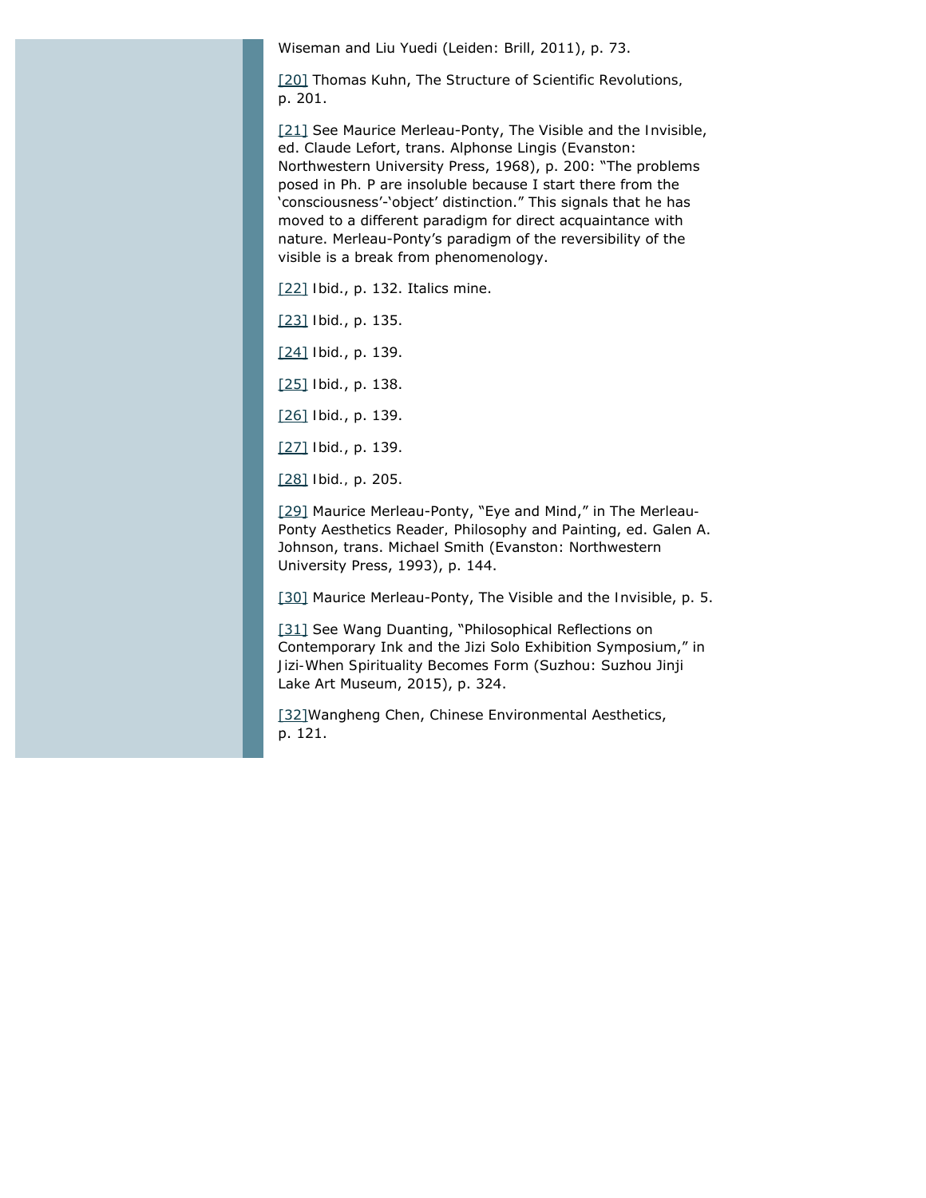Wiseman and Liu Yuedi (Leiden: Brill, 2011), p. 73.

[20] Thomas Kuhn, The Structure of Scientific Revolutions, p. 201.

[21] See Maurice Merleau-Ponty, The Visible and the Invisible, ed. Claude Lefort, trans. Alphonse Lingis (Evanston: Northwestern University Press, 1968), p. 200: "The problems posed in Ph. P are insoluble because I start there from the 'consciousness'-'object' distinction." This signals that he has moved to a different paradigm for direct acquaintance with nature. Merleau-Ponty's paradigm of the reversibility of the visible is a break from phenomenology.

[22] Ibid., p. 132. Italics mine.

[23] Ibid., p. 135.

[24] Ibid., p. 139.

[25] Ibid., p. 138.

[26] Ibid., p. 139.

[27] Ibid., p. 139.

[28] Ibid., p. 205.

[29] Maurice Merleau-Ponty, "Eye and Mind," in The Merleau-Ponty Aesthetics Reader, Philosophy and Painting, ed. Galen A. Johnson, trans. Michael Smith (Evanston: Northwestern University Press, 1993), p. 144.

[30] Maurice Merleau-Ponty, The Visible and the Invisible, p. 5.

[31] See Wang Duanting, "Philosophical Reflections on Contemporary Ink and the Jizi Solo Exhibition Symposium," in Jizi-When Spirituality Becomes Form (Suzhou: Suzhou Jinji Lake Art Museum, 2015), p. 324.

[32]Wangheng Chen, Chinese Environmental Aesthetics, p. 121.